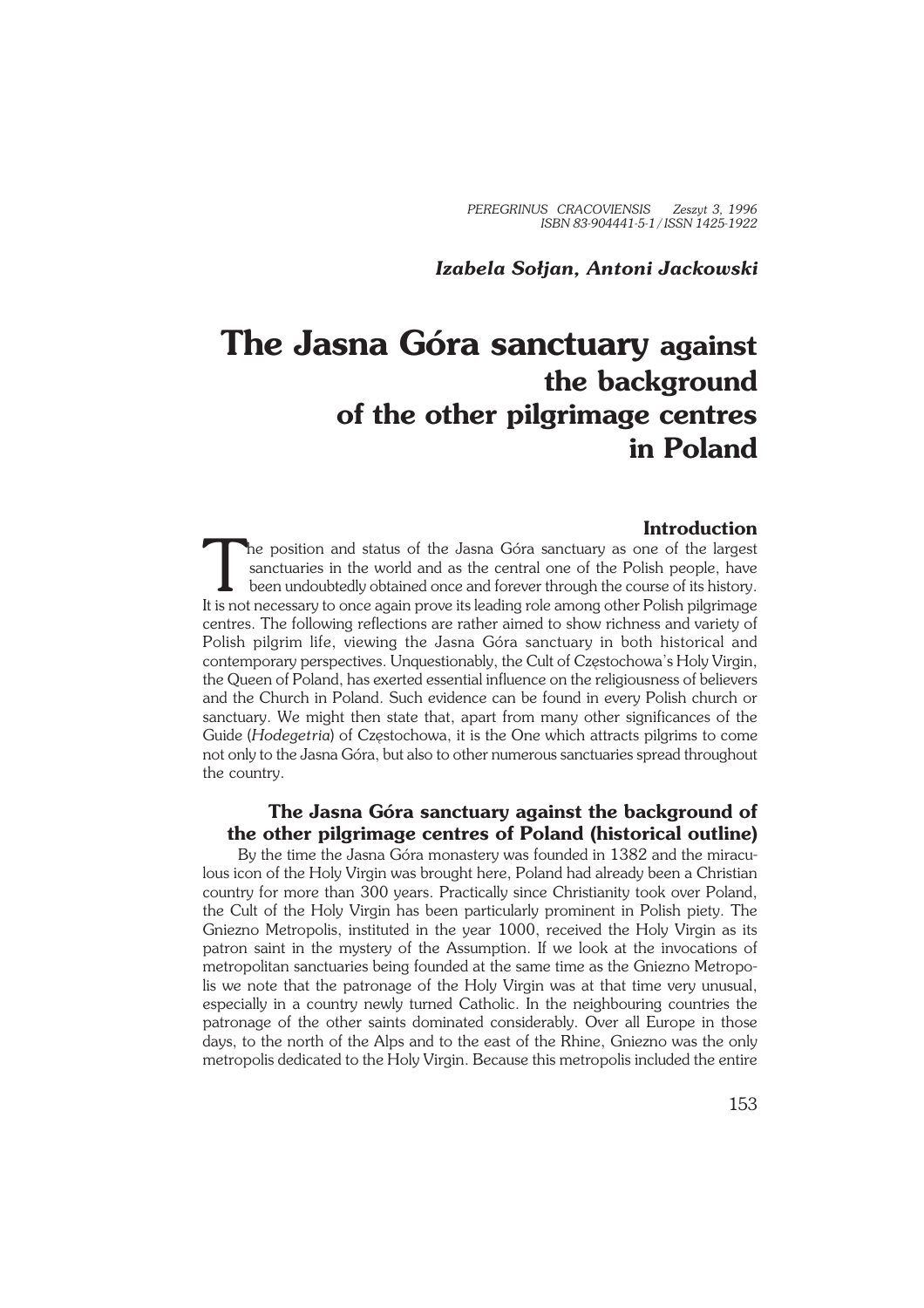*PEREGRINUS CRACOVIENSIS Zeszyt 3, 1996*
*ISBN 83-904441-5-1 / ISSN 1425-1922*

***Izabela Sołjan, Antoni Jackowski***

# The Jasna Góra sanctuary against the background of the other pilgrimage centres in Poland

## Introduction

The position and status of the Jasna Góra sanctuary as one of the largest sanctuaries in the world and as the central one of the Polish people, have been undoubtedly obtained once and forever through the course of its history. It is not necessary to once again prove its leading role among other Polish pilgrimage centres. The following reflections are rather aimed to show richness and variety of Polish pilgrim life, viewing the Jasna Góra sanctuary in both historical and contemporary perspectives. Unquestionably, the Cult of Częstochowa's Holy Virgin, the Queen of Poland, has exerted essential influence on the religiousness of believers and the Church in Poland. Such evidence can be found in every Polish church or sanctuary. We might then state that, apart from many other significances of the Guide (*Hodegetria*) of Częstochowa, it is the One which attracts pilgrims to come not only to the Jasna Góra, but also to other numerous sanctuaries spread throughout the country.

## The Jasna Góra sanctuary against the background of the other pilgrimage centres of Poland (historical outline)

By the time the Jasna Góra monastery was founded in 1382 and the miraculous icon of the Holy Virgin was brought here, Poland had already been a Christian country for more than 300 years. Practically since Christianity took over Poland, the Cult of the Holy Virgin has been particularly prominent in Polish piety. The Gniezno Metropolis, instituted in the year 1000, received the Holy Virgin as its patron saint in the mystery of the Assumption. If we look at the invocations of metropolitan sanctuaries being founded at the same time as the Gniezno Metropolis we note that the patronage of the Holy Virgin was at that time very unusual, especially in a country newly turned Catholic. In the neighbouring countries the patronage of the other saints dominated considerably. Over all Europe in those days, to the north of the Alps and to the east of the Rhine, Gniezno was the only metropolis dedicated to the Holy Virgin. Because this metropolis included the entire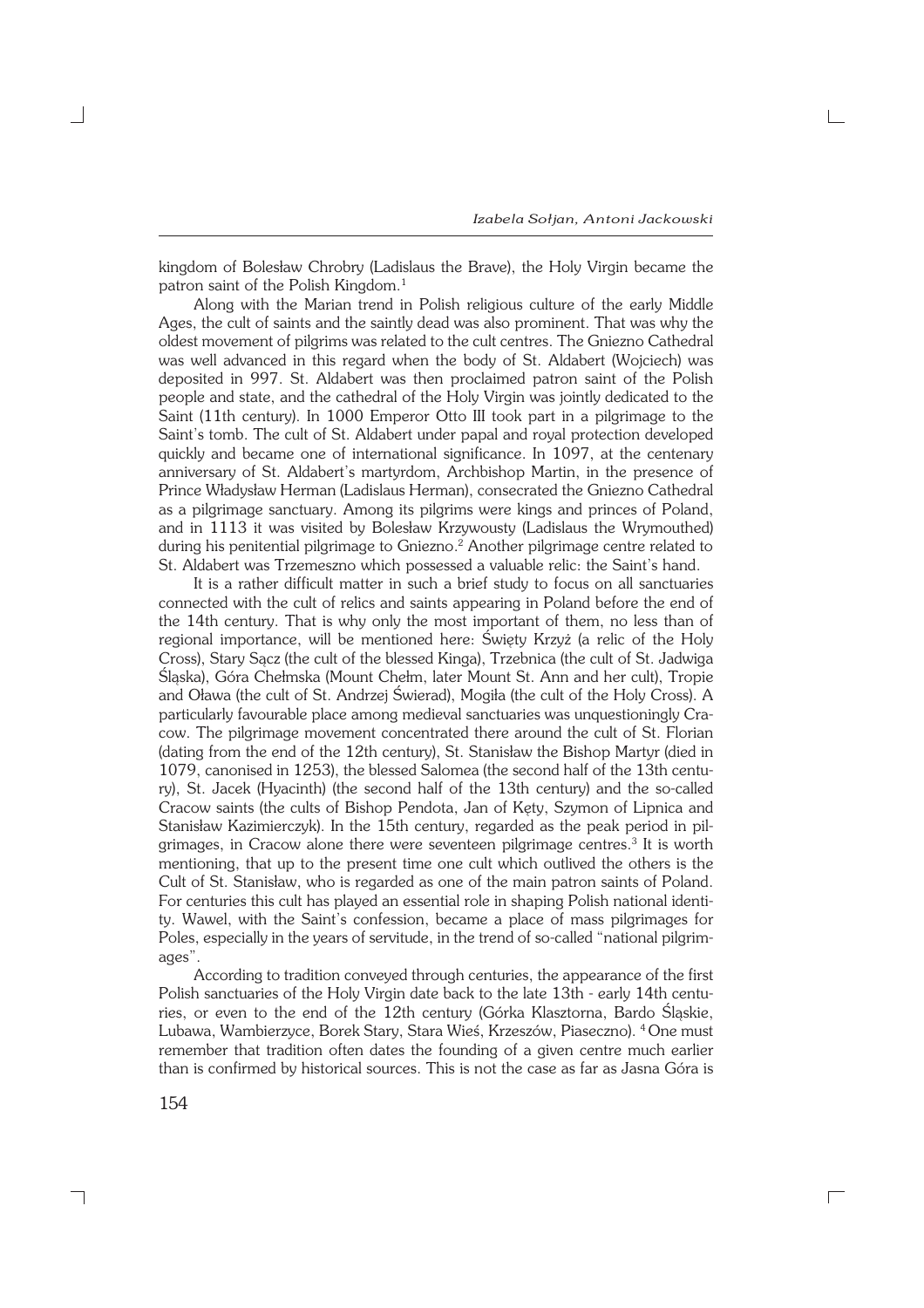kingdom of Bolesław Chrobry (Ladislaus the Brave), the Holy Virgin became the patron saint of the Polish Kingdom.[1]

Along with the Marian trend in Polish religious culture of the early Middle Ages, the cult of saints and the saintly dead was also prominent. That was why the oldest movement of pilgrims was related to the cult centres. The Gniezno Cathedral was well advanced in this regard when the body of St. Aldabert (Wojciech) was deposited in 997. St. Aldabert was then proclaimed patron saint of the Polish people and state, and the cathedral of the Holy Virgin was jointly dedicated to the Saint (11th century). In 1000 Emperor Otto III took part in a pilgrimage to the Saint's tomb. The cult of St. Aldabert under papal and royal protection developed quickly and became one of international significance. In 1097, at the centenary anniversary of St. Aldabert's martyrdom, Archbishop Martin, in the presence of Prince Władysław Herman (Ladislaus Herman), consecrated the Gniezno Cathedral as a pilgrimage sanctuary. Among its pilgrims were kings and princes of Poland, and in 1113 it was visited by Bolesław Krzywousty (Ladislaus the Wrymouthed) during his penitential pilgrimage to Gniezno.[2] Another pilgrimage centre related to St. Aldabert was Trzemeszno which possessed a valuable relic: the Saint's hand.

It is a rather difficult matter in such a brief study to focus on all sanctuaries connected with the cult of relics and saints appearing in Poland before the end of the 14th century. That is why only the most important of them, no less than of regional importance, will be mentioned here: Święty Krzyż (a relic of the Holy Cross), Stary Sącz (the cult of the blessed Kinga), Trzebnica (the cult of St. Jadwiga Śląska), Góra Chełmska (Mount Chełm, later Mount St. Ann and her cult), Tropie and Oława (the cult of St. Andrzej Świerad), Mogiła (the cult of the Holy Cross). A particularly favourable place among medieval sanctuaries was unquestioningly Cracow. The pilgrimage movement concentrated there around the cult of St. Florian (dating from the end of the 12th century), St. Stanisław the Bishop Martyr (died in 1079, canonised in 1253), the blessed Salomea (the second half of the 13th century), St. Jacek (Hyacinth) (the second half of the 13th century) and the so-called Cracow saints (the cults of Bishop Pendota, Jan of Kęty, Szymon of Lipnica and Stanisław Kazimierczyk). In the 15th century, regarded as the peak period in pilgrimages, in Cracow alone there were seventeen pilgrimage centres.[3] It is worth mentioning, that up to the present time one cult which outlived the others is the Cult of St. Stanisław, who is regarded as one of the main patron saints of Poland. For centuries this cult has played an essential role in shaping Polish national identity. Wawel, with the Saint's confession, became a place of mass pilgrimages for Poles, especially in the years of servitude, in the trend of so-called "national pilgrimages".

According to tradition conveyed through centuries, the appearance of the first Polish sanctuaries of the Holy Virgin date back to the late 13th - early 14th centuries, or even to the end of the 12th century (Górka Klasztorna, Bardo Śląskie, Lubawa, Wambierzyce, Borek Stary, Stara Wieś, Krzeszów, Piaseczno).[4] One must remember that tradition often dates the founding of a given centre much earlier than is confirmed by historical sources. This is not the case as far as Jasna Góra is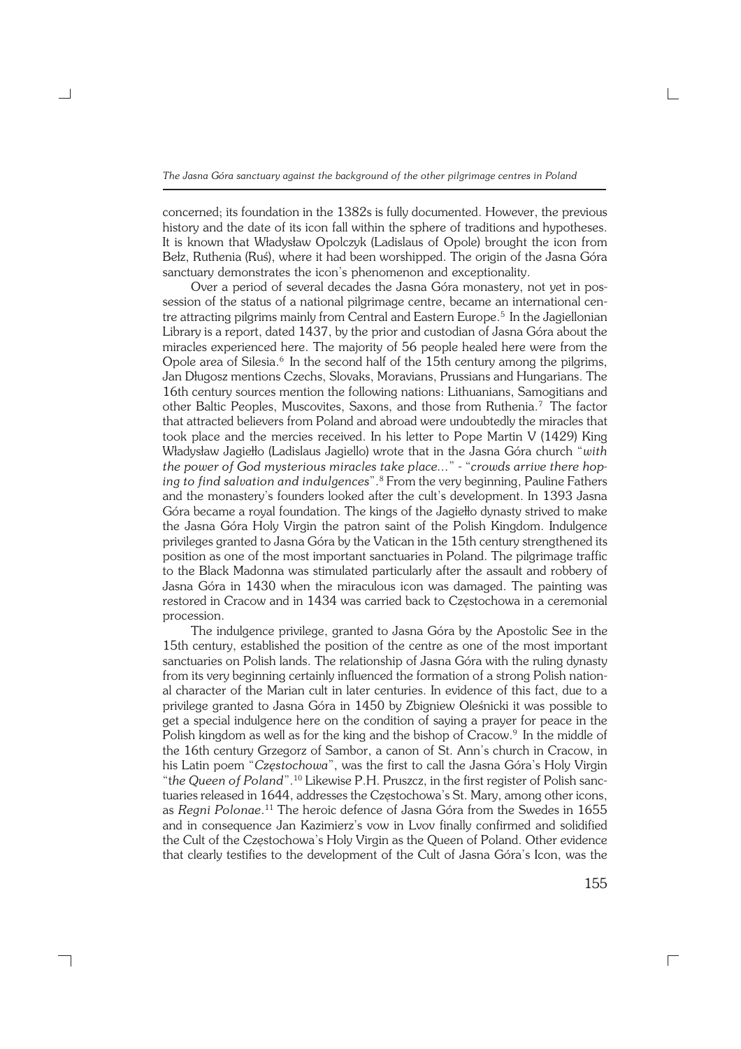concerned; its foundation in the 1382s is fully documented. However, the previous history and the date of its icon fall within the sphere of traditions and hypotheses. It is known that Władysław Opolczyk (Ladislaus of Opole) brought the icon from Bełz, Ruthenia (Ruś), where it had been worshipped. The origin of the Jasna Góra sanctuary demonstrates the icon's phenomenon and exceptionality.

Over a period of several decades the Jasna Góra monastery, not yet in possession of the status of a national pilgrimage centre, became an international centre attracting pilgrims mainly from Central and Eastern Europe.[5] In the Jagiellonian Library is a report, dated 1437, by the prior and custodian of Jasna Góra about the miracles experienced here. The majority of 56 people healed here were from the Opole area of Silesia.[6] In the second half of the 15th century among the pilgrims, Jan Długosz mentions Czechs, Slovaks, Moravians, Prussians and Hungarians. The 16th century sources mention the following nations: Lithuanians, Samogitians and other Baltic Peoples, Muscovites, Saxons, and those from Ruthenia.[7] The factor that attracted believers from Poland and abroad were undoubtedly the miracles that took place and the mercies received. In his letter to Pope Martin V (1429) King Władysław Jagiełło (Ladislaus Jagiello) wrote that in the Jasna Góra church "*with the power of God mysterious miracles take place...*" - "*crowds arrive there hoping to find salvation and indulgences*".[8] From the very beginning, Pauline Fathers and the monastery's founders looked after the cult's development. In 1393 Jasna Góra became a royal foundation. The kings of the Jagiełło dynasty strived to make the Jasna Góra Holy Virgin the patron saint of the Polish Kingdom. Indulgence privileges granted to Jasna Góra by the Vatican in the 15th century strengthened its position as one of the most important sanctuaries in Poland. The pilgrimage traffic to the Black Madonna was stimulated particularly after the assault and robbery of Jasna Góra in 1430 when the miraculous icon was damaged. The painting was restored in Cracow and in 1434 was carried back to Częstochowa in a ceremonial procession.

The indulgence privilege, granted to Jasna Góra by the Apostolic See in the 15th century, established the position of the centre as one of the most important sanctuaries on Polish lands. The relationship of Jasna Góra with the ruling dynasty from its very beginning certainly influenced the formation of a strong Polish national character of the Marian cult in later centuries. In evidence of this fact, due to a privilege granted to Jasna Góra in 1450 by Zbigniew Oleśnicki it was possible to get a special indulgence here on the condition of saying a prayer for peace in the Polish kingdom as well as for the king and the bishop of Cracow.[9] In the middle of the 16th century Grzegorz of Sambor, a canon of St. Ann's church in Cracow, in his Latin poem "*Częstochowa*", was the first to call the Jasna Góra's Holy Virgin "*the Queen of Poland*".[10] Likewise P.H. Pruszcz, in the first register of Polish sanctuaries released in 1644, addresses the Częstochowa's St. Mary, among other icons, as *Regni Polonae*.[11] The heroic defence of Jasna Góra from the Swedes in 1655 and in consequence Jan Kazimierz's vow in Lvov finally confirmed and solidified the Cult of the Częstochowa's Holy Virgin as the Queen of Poland. Other evidence that clearly testifies to the development of the Cult of Jasna Góra's Icon, was the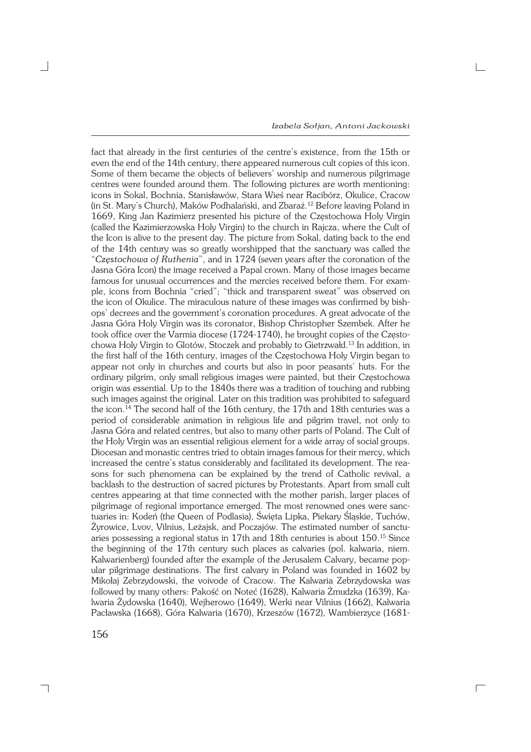fact that already in the first centuries of the centre's existence, from the 15th or even the end of the 14th century, there appeared numerous cult copies of this icon. Some of them became the objects of believers' worship and numerous pilgrimage centres were founded around them. The following pictures are worth mentioning: icons in Sokal, Bochnia, Stanisławów, Stara Wieś near Racibórz, Okulice, Cracow (in St. Mary's Church), Maków Podhalański, and Zbaraż.[12] Before leaving Poland in 1669, King Jan Kazimierz presented his picture of the Częstochowa Holy Virgin (called the Kazimierzowska Holy Virgin) to the church in Rajcza, where the Cult of the Icon is alive to the present day. The picture from Sokal, dating back to the end of the 14th century was so greatly worshipped that the sanctuary was called the "*Częstochowa of Ruthenia*", and in 1724 (seven years after the coronation of the Jasna Góra Icon) the image received a Papal crown. Many of those images became famous for unusual occurrences and the mercies received before them. For example, icons from Bochnia "cried"; "thick and transparent sweat" was observed on the icon of Okulice. The miraculous nature of these images was confirmed by bishops' decrees and the government's coronation procedures. A great advocate of the Jasna Góra Holy Virgin was its coronator, Bishop Christopher Szembek. After he took office over the Varmia diocese (1724-1740), he brought copies of the Częstochowa Holy Virgin to Glotów, Stoczek and probably to Gietrzwałd.[13] In addition, in the first half of the 16th century, images of the Częstochowa Holy Virgin began to appear not only in churches and courts but also in poor peasants' huts. For the ordinary pilgrim, only small religious images were painted, but their Częstochowa origin was essential. Up to the 1840s there was a tradition of touching and rubbing such images against the original. Later on this tradition was prohibited to safeguard the icon.[14] The second half of the 16th century, the 17th and 18th centuries was a period of considerable animation in religious life and pilgrim travel, not only to Jasna Góra and related centres, but also to many other parts of Poland. The Cult of the Holy Virgin was an essential religious element for a wide array of social groups. Diocesan and monastic centres tried to obtain images famous for their mercy, which increased the centre's status considerably and facilitated its development. The reasons for such phenomena can be explained by the trend of Catholic revival, a backlash to the destruction of sacred pictures by Protestants. Apart from small cult centres appearing at that time connected with the mother parish, larger places of pilgrimage of regional importance emerged. The most renowned ones were sanctuaries in: Kodeń (the Queen of Podlasia), Święta Lipka, Piekary Śląskie, Tuchów, Żyrowice, Lvov, Vilnius, Leżajsk, and Poczajów. The estimated number of sanctuaries possessing a regional status in 17th and 18th centuries is about 150.[15] Since the beginning of the 17th century such places as calvaries (pol. kalwaria, niem. Kalwarienberg) founded after the example of the Jerusalem Calvary, became popular pilgrimage destinations. The first calvary in Poland was founded in 1602 by Mikołaj Zebrzydowski, the voivode of Cracow. The Kalwaria Zebrzydowska was followed by many others: Pakość on Noteć (1628), Kalwaria Żmudzka (1639), Kalwaria Żydowska (1640), Wejherowo (1649), Werki near Vilnius (1662), Kalwaria Pacławska (1668), Góra Kalwaria (1670), Krzeszów (1672), Wambierzyce (1681-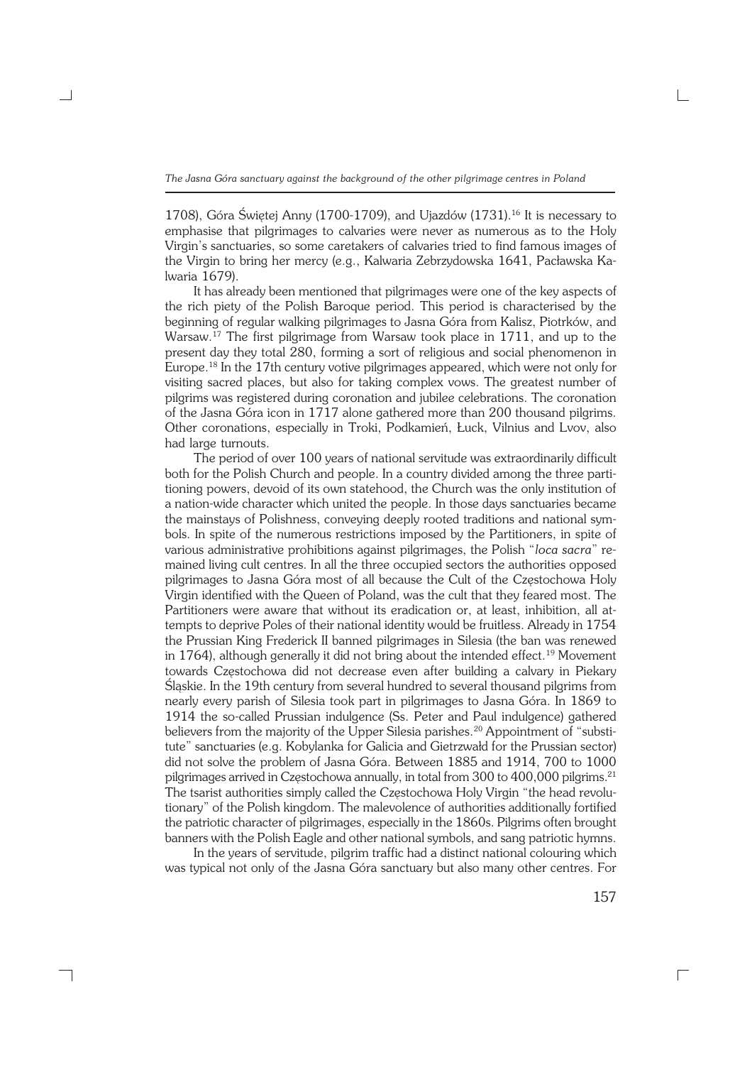1708), Góra Świętej Anny (1700-1709), and Ujazdów (1731).[16] It is necessary to emphasise that pilgrimages to calvaries were never as numerous as to the Holy Virgin's sanctuaries, so some caretakers of calvaries tried to find famous images of the Virgin to bring her mercy (e.g., Kalwaria Zebrzydowska 1641, Pacławska Kalwaria 1679).

It has already been mentioned that pilgrimages were one of the key aspects of the rich piety of the Polish Baroque period. This period is characterised by the beginning of regular walking pilgrimages to Jasna Góra from Kalisz, Piotrków, and Warsaw.[17] The first pilgrimage from Warsaw took place in 1711, and up to the present day they total 280, forming a sort of religious and social phenomenon in Europe.[18] In the 17th century votive pilgrimages appeared, which were not only for visiting sacred places, but also for taking complex vows. The greatest number of pilgrims was registered during coronation and jubilee celebrations. The coronation of the Jasna Góra icon in 1717 alone gathered more than 200 thousand pilgrims. Other coronations, especially in Troki, Podkamień, Łuck, Vilnius and Lvov, also had large turnouts.

The period of over 100 years of national servitude was extraordinarily difficult both for the Polish Church and people. In a country divided among the three partitioning powers, devoid of its own statehood, the Church was the only institution of a nation-wide character which united the people. In those days sanctuaries became the mainstays of Polishness, conveying deeply rooted traditions and national symbols. In spite of the numerous restrictions imposed by the Partitioners, in spite of various administrative prohibitions against pilgrimages, the Polish "*loca sacra*" remained living cult centres. In all the three occupied sectors the authorities opposed pilgrimages to Jasna Góra most of all because the Cult of the Częstochowa Holy Virgin identified with the Queen of Poland, was the cult that they feared most. The Partitioners were aware that without its eradication or, at least, inhibition, all attempts to deprive Poles of their national identity would be fruitless. Already in 1754 the Prussian King Frederick II banned pilgrimages in Silesia (the ban was renewed in 1764), although generally it did not bring about the intended effect.[19] Movement towards Częstochowa did not decrease even after building a calvary in Piekary Śląskie. In the 19th century from several hundred to several thousand pilgrims from nearly every parish of Silesia took part in pilgrimages to Jasna Góra. In 1869 to 1914 the so-called Prussian indulgence (Ss. Peter and Paul indulgence) gathered believers from the majority of the Upper Silesia parishes.[20] Appointment of "substitute" sanctuaries (e.g. Kobylanka for Galicia and Gietrzwałd for the Prussian sector) did not solve the problem of Jasna Góra. Between 1885 and 1914, 700 to 1000 pilgrimages arrived in Częstochowa annually, in total from 300 to 400,000 pilgrims.[21] The tsarist authorities simply called the Częstochowa Holy Virgin "the head revolutionary" of the Polish kingdom. The malevolence of authorities additionally fortified the patriotic character of pilgrimages, especially in the 1860s. Pilgrims often brought banners with the Polish Eagle and other national symbols, and sang patriotic hymns.

In the years of servitude, pilgrim traffic had a distinct national colouring which was typical not only of the Jasna Góra sanctuary but also many other centres. For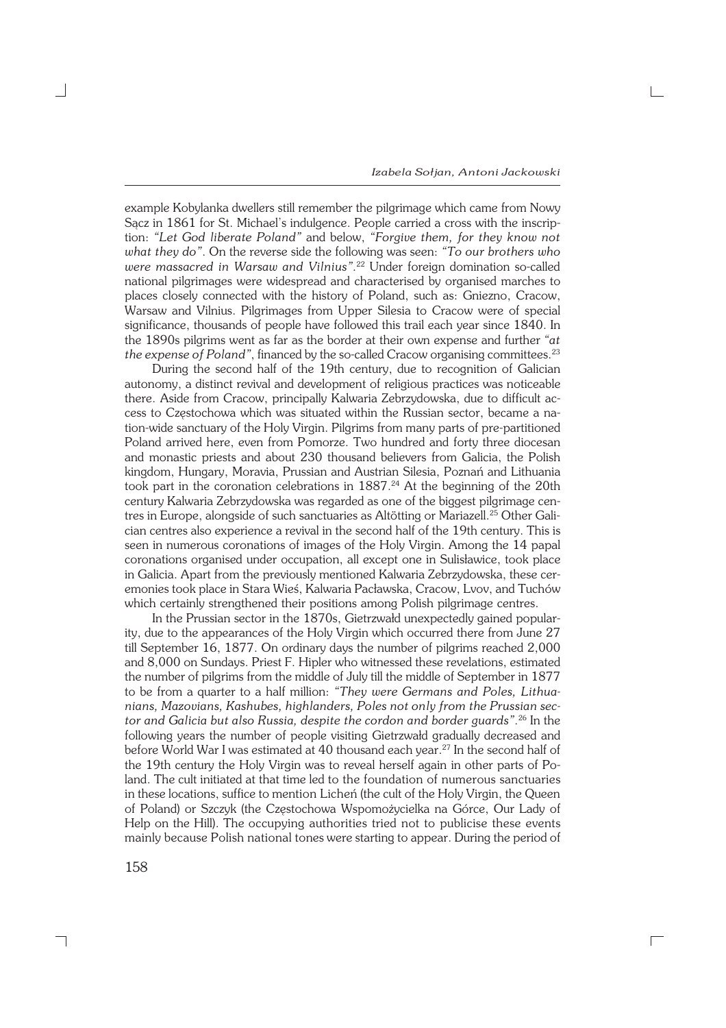example Kobylanka dwellers still remember the pilgrimage which came from Nowy Sącz in 1861 for St. Michael's indulgence. People carried a cross with the inscription: *"Let God liberate Poland"* and below, *"Forgive them, for they know not what they do"*. On the reverse side the following was seen: *"To our brothers who were massacred in Warsaw and Vilnius"*.[22] Under foreign domination so-called national pilgrimages were widespread and characterised by organised marches to places closely connected with the history of Poland, such as: Gniezno, Cracow, Warsaw and Vilnius. Pilgrimages from Upper Silesia to Cracow were of special significance, thousands of people have followed this trail each year since 1840. In the 1890s pilgrims went as far as the border at their own expense and further *"at the expense of Poland"*, financed by the so-called Cracow organising committees.[23]

During the second half of the 19th century, due to recognition of Galician autonomy, a distinct revival and development of religious practices was noticeable there. Aside from Cracow, principally Kalwaria Zebrzydowska, due to difficult access to Częstochowa which was situated within the Russian sector, became a nation-wide sanctuary of the Holy Virgin. Pilgrims from many parts of pre-partitioned Poland arrived here, even from Pomorze. Two hundred and forty three diocesan and monastic priests and about 230 thousand believers from Galicia, the Polish kingdom, Hungary, Moravia, Prussian and Austrian Silesia, Poznań and Lithuania took part in the coronation celebrations in 1887.[24] At the beginning of the 20th century Kalwaria Zebrzydowska was regarded as one of the biggest pilgrimage centres in Europe, alongside of such sanctuaries as Altötting or Mariazell.[25] Other Galician centres also experience a revival in the second half of the 19th century. This is seen in numerous coronations of images of the Holy Virgin. Among the 14 papal coronations organised under occupation, all except one in Sulisławice, took place in Galicia. Apart from the previously mentioned Kalwaria Zebrzydowska, these ceremonies took place in Stara Wieś, Kalwaria Pacławska, Cracow, Lvov, and Tuchów which certainly strengthened their positions among Polish pilgrimage centres.

In the Prussian sector in the 1870s, Gietrzwałd unexpectedly gained popularity, due to the appearances of the Holy Virgin which occurred there from June 27 till September 16, 1877. On ordinary days the number of pilgrims reached 2,000 and 8,000 on Sundays. Priest F. Hipler who witnessed these revelations, estimated the number of pilgrims from the middle of July till the middle of September in 1877 to be from a quarter to a half million: *"They were Germans and Poles, Lithuanians, Mazovians, Kashubes, highlanders, Poles not only from the Prussian sector and Galicia but also Russia, despite the cordon and border guards"*.[26] In the following years the number of people visiting Gietrzwałd gradually decreased and before World War I was estimated at 40 thousand each year.[27] In the second half of the 19th century the Holy Virgin was to reveal herself again in other parts of Poland. The cult initiated at that time led to the foundation of numerous sanctuaries in these locations, suffice to mention Licheń (the cult of the Holy Virgin, the Queen of Poland) or Szczyk (the Częstochowa Wspomożycielka na Górce, Our Lady of Help on the Hill). The occupying authorities tried not to publicise these events mainly because Polish national tones were starting to appear. During the period of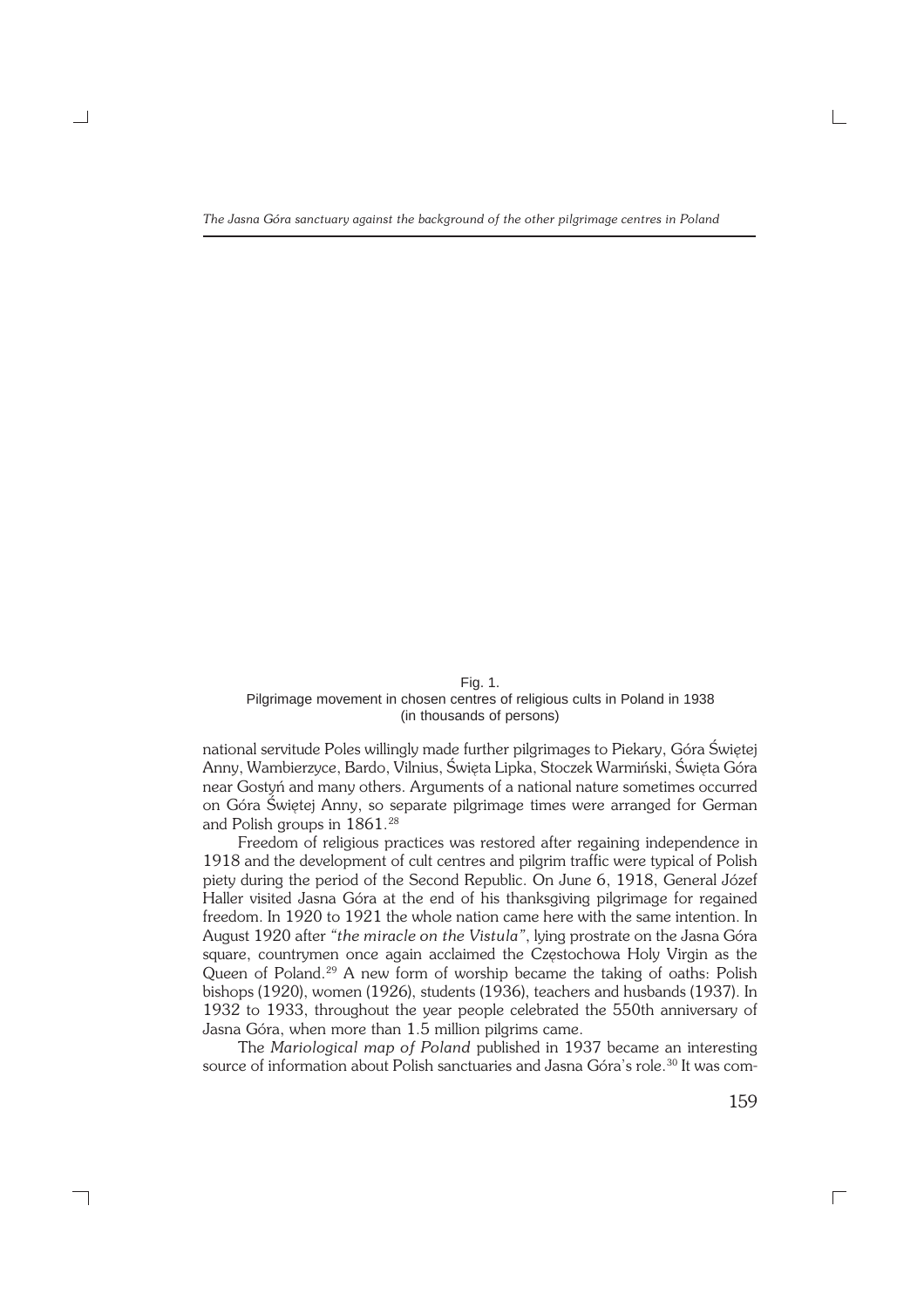Fig. 1.
Pilgrimage movement in chosen centres of religious cults in Poland in 1938 (in thousands of persons)

national servitude Poles willingly made further pilgrimages to Piekary, Góra Świętej Anny, Wambierzyce, Bardo, Vilnius, Święta Lipka, Stoczek Warmiński, Święta Góra near Gostyń and many others. Arguments of a national nature sometimes occurred on Góra Świętej Anny, so separate pilgrimage times were arranged for German and Polish groups in 1861.[28]

Freedom of religious practices was restored after regaining independence in 1918 and the development of cult centres and pilgrim traffic were typical of Polish piety during the period of the Second Republic. On June 6, 1918, General Józef Haller visited Jasna Góra at the end of his thanksgiving pilgrimage for regained freedom. In 1920 to 1921 the whole nation came here with the same intention. In August 1920 after *"the miracle on the Vistula"*, lying prostrate on the Jasna Góra square, countrymen once again acclaimed the Częstochowa Holy Virgin as the Queen of Poland.[29] A new form of worship became the taking of oaths: Polish bishops (1920), women (1926), students (1936), teachers and husbands (1937). In 1932 to 1933, throughout the year people celebrated the 550th anniversary of Jasna Góra, when more than 1.5 million pilgrims came.

The *Mariological map of Poland* published in 1937 became an interesting source of information about Polish sanctuaries and Jasna Góra's role.[30] It was com-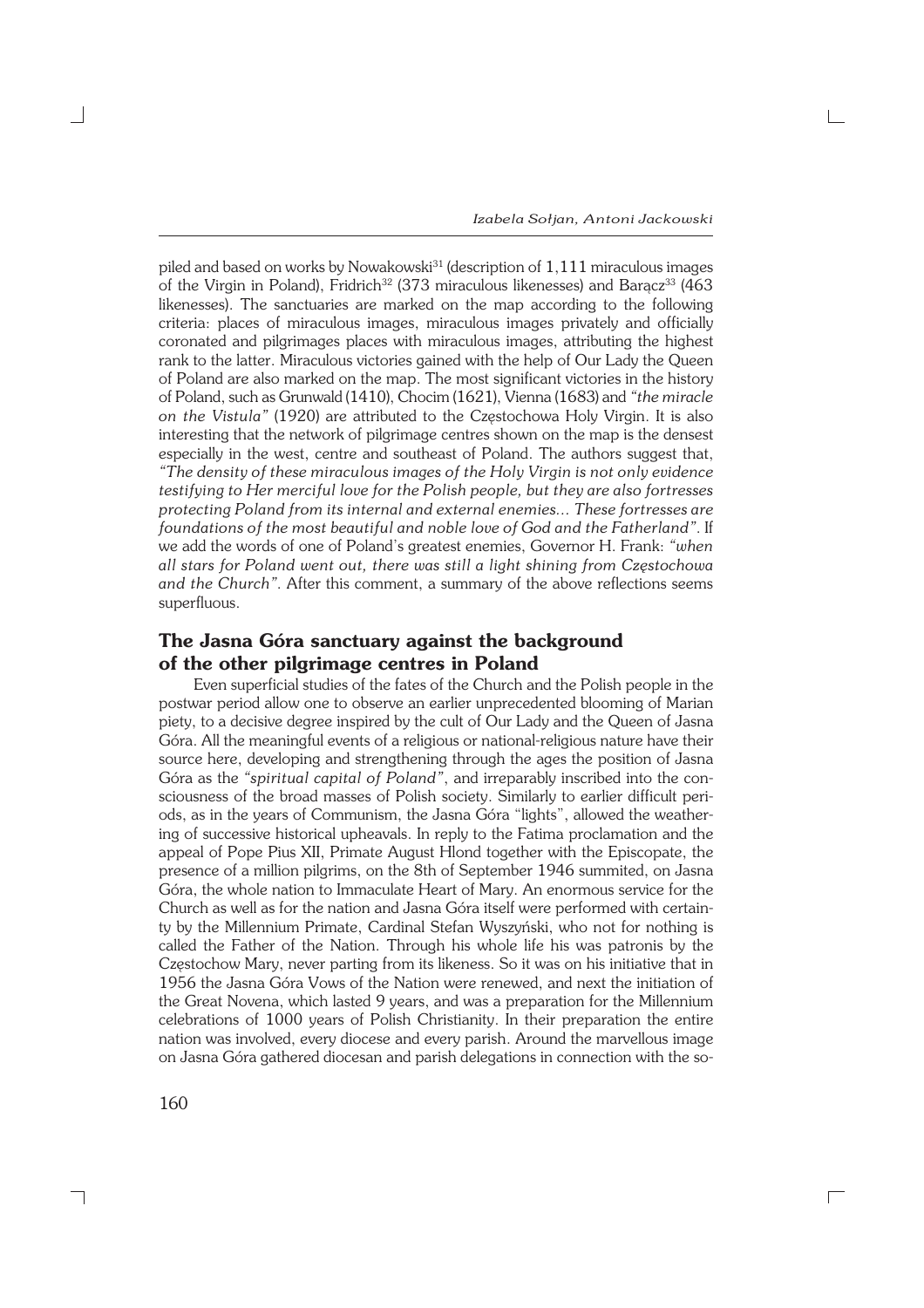piled and based on works by Nowakowski[31] (description of 1,111 miraculous images of the Virgin in Poland), Fridrich[32] (373 miraculous likenesses) and Barącz[33] (463 likenesses). The sanctuaries are marked on the map according to the following criteria: places of miraculous images, miraculous images privately and officially coronated and pilgrimages places with miraculous images, attributing the highest rank to the latter. Miraculous victories gained with the help of Our Lady the Queen of Poland are also marked on the map. The most significant victories in the history of Poland, such as Grunwald (1410), Chocim (1621), Vienna (1683) and *"the miracle on the Vistula"* (1920) are attributed to the Częstochowa Holy Virgin. It is also interesting that the network of pilgrimage centres shown on the map is the densest especially in the west, centre and southeast of Poland. The authors suggest that, *"The density of these miraculous images of the Holy Virgin is not only evidence testifying to Her merciful love for the Polish people, but they are also fortresses protecting Poland from its internal and external enemies... These fortresses are foundations of the most beautiful and noble love of God and the Fatherland"*. If we add the words of one of Poland's greatest enemies, Governor H. Frank: *"when all stars for Poland went out, there was still a light shining from Częstochowa and the Church"*. After this comment, a summary of the above reflections seems superfluous.

## The Jasna Góra sanctuary against the background of the other pilgrimage centres in Poland

Even superficial studies of the fates of the Church and the Polish people in the postwar period allow one to observe an earlier unprecedented blooming of Marian piety, to a decisive degree inspired by the cult of Our Lady and the Queen of Jasna Góra. All the meaningful events of a religious or national-religious nature have their source here, developing and strengthening through the ages the position of Jasna Góra as the *"spiritual capital of Poland"*, and irreparably inscribed into the consciousness of the broad masses of Polish society. Similarly to earlier difficult periods, as in the years of Communism, the Jasna Góra "lights", allowed the weathering of successive historical upheavals. In reply to the Fatima proclamation and the appeal of Pope Pius XII, Primate August Hlond together with the Episcopate, the presence of a million pilgrims, on the 8th of September 1946 summited, on Jasna Góra, the whole nation to Immaculate Heart of Mary. An enormous service for the Church as well as for the nation and Jasna Góra itself were performed with certainty by the Millennium Primate, Cardinal Stefan Wyszyński, who not for nothing is called the Father of the Nation. Through his whole life his was patronis by the Częstochow Mary, never parting from its likeness. So it was on his initiative that in 1956 the Jasna Góra Vows of the Nation were renewed, and next the initiation of the Great Novena, which lasted 9 years, and was a preparation for the Millennium celebrations of 1000 years of Polish Christianity. In their preparation the entire nation was involved, every diocese and every parish. Around the marvellous image on Jasna Góra gathered diocesan and parish delegations in connection with the so-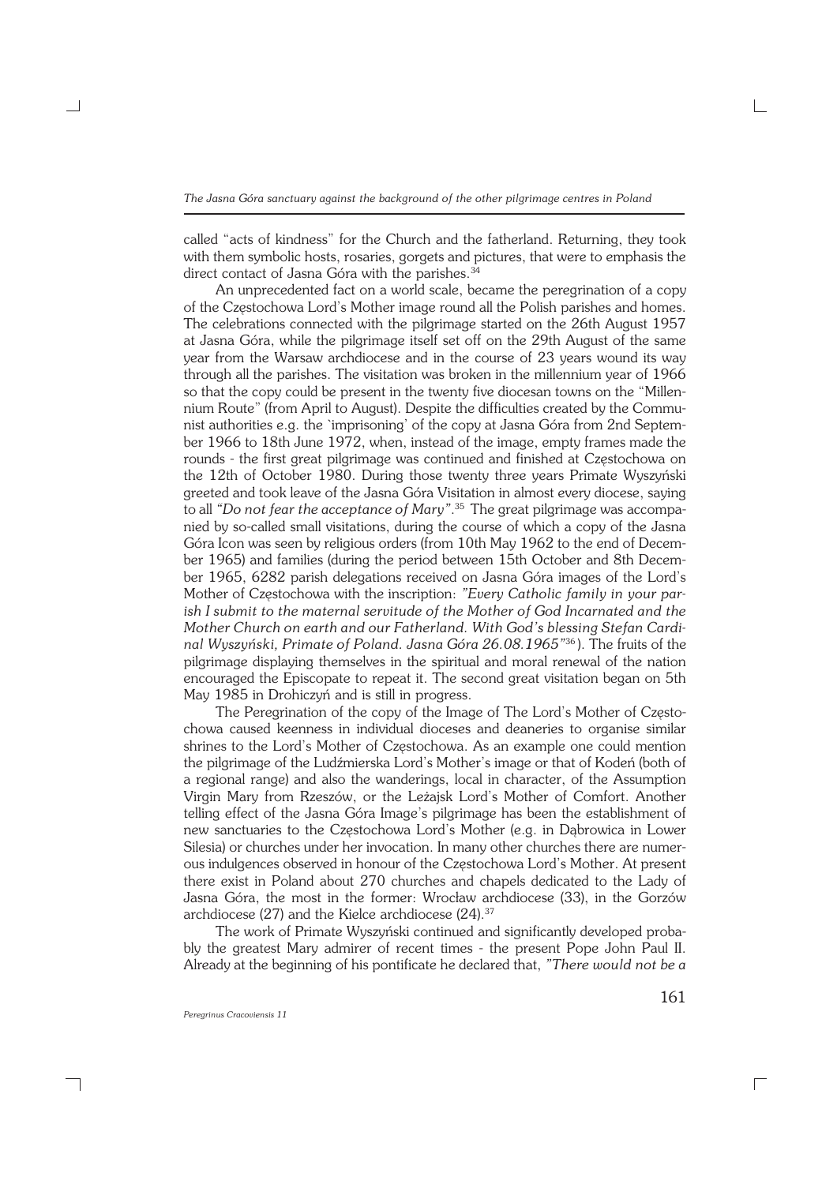called "acts of kindness" for the Church and the fatherland. Returning, they took with them symbolic hosts, rosaries, gorgets and pictures, that were to emphasis the direct contact of Jasna Góra with the parishes.[34]

An unprecedented fact on a world scale, became the peregrination of a copy of the Częstochowa Lord's Mother image round all the Polish parishes and homes. The celebrations connected with the pilgrimage started on the 26th August 1957 at Jasna Góra, while the pilgrimage itself set off on the 29th August of the same year from the Warsaw archdiocese and in the course of 23 years wound its way through all the parishes. The visitation was broken in the millennium year of 1966 so that the copy could be present in the twenty five diocesan towns on the "Millennium Route" (from April to August). Despite the difficulties created by the Communist authorities e.g. the `imprisoning' of the copy at Jasna Góra from 2nd September 1966 to 18th June 1972, when, instead of the image, empty frames made the rounds - the first great pilgrimage was continued and finished at Częstochowa on the 12th of October 1980. During those twenty three years Primate Wyszyński greeted and took leave of the Jasna Góra Visitation in almost every diocese, saying to all *"Do not fear the acceptance of Mary"*.[35] The great pilgrimage was accompanied by so-called small visitations, during the course of which a copy of the Jasna Góra Icon was seen by religious orders (from 10th May 1962 to the end of December 1965) and families (during the period between 15th October and 8th December 1965, 6282 parish delegations received on Jasna Góra images of the Lord's Mother of Częstochowa with the inscription: *"Every Catholic family in your parish I submit to the maternal servitude of the Mother of God Incarnated and the Mother Church on earth and our Fatherland. With God's blessing Stefan Cardinal Wyszyński, Primate of Poland. Jasna Góra 26.08.1965"*[36]). The fruits of the pilgrimage displaying themselves in the spiritual and moral renewal of the nation encouraged the Episcopate to repeat it. The second great visitation began on 5th May 1985 in Drohiczyń and is still in progress.

The Peregrination of the copy of the Image of The Lord's Mother of Częstochowa caused keenness in individual dioceses and deaneries to organise similar shrines to the Lord's Mother of Częstochowa. As an example one could mention the pilgrimage of the Ludźmierska Lord's Mother's image or that of Kodeń (both of a regional range) and also the wanderings, local in character, of the Assumption Virgin Mary from Rzeszów, or the Leżajsk Lord's Mother of Comfort. Another telling effect of the Jasna Góra Image's pilgrimage has been the establishment of new sanctuaries to the Częstochowa Lord's Mother (e.g. in Dąbrowica in Lower Silesia) or churches under her invocation. In many other churches there are numerous indulgences observed in honour of the Częstochowa Lord's Mother. At present there exist in Poland about 270 churches and chapels dedicated to the Lady of Jasna Góra, the most in the former: Wrocław archdiocese (33), in the Gorzów archdiocese (27) and the Kielce archdiocese (24).[37]

The work of Primate Wyszyński continued and significantly developed probably the greatest Mary admirer of recent times - the present Pope John Paul II. Already at the beginning of his pontificate he declared that, *"There would not be a*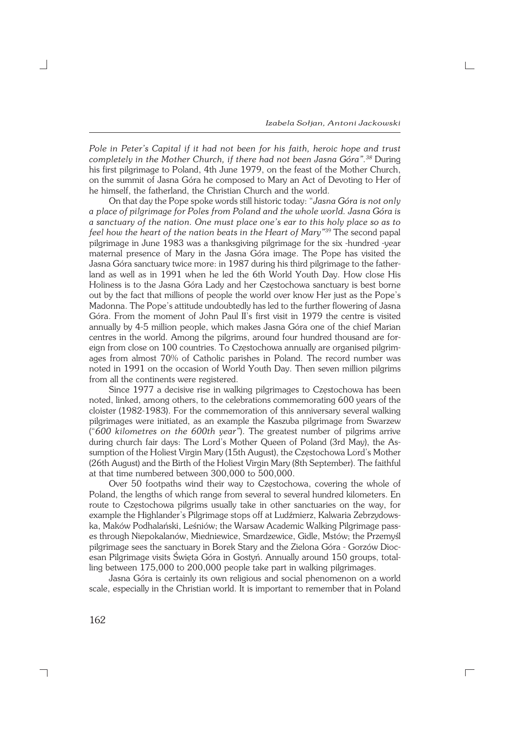*Pole in Peter's Capital if it had not been for his faith, heroic hope and trust completely in the Mother Church, if there had not been Jasna Góra".*[38] During his first pilgrimage to Poland, 4th June 1979, on the feast of the Mother Church, on the summit of Jasna Góra he composed to Mary an Act of Devoting to Her of he himself, the fatherland, the Christian Church and the world.

On that day the Pope spoke words still historic today: "*Jasna Góra is not only a place of pilgrimage for Poles from Poland and the whole world. Jasna Góra is a sanctuary of the nation. One must place one's ear to this holy place so as to feel how the heart of the nation beats in the Heart of Mary"*[39] The second papal pilgrimage in June 1983 was a thanksgiving pilgrimage for the six -hundred -year maternal presence of Mary in the Jasna Góra image. The Pope has visited the Jasna Góra sanctuary twice more: in 1987 during his third pilgrimage to the fatherland as well as in 1991 when he led the 6th World Youth Day. How close His Holiness is to the Jasna Góra Lady and her Częstochowa sanctuary is best borne out by the fact that millions of people the world over know Her just as the Pope's Madonna. The Pope's attitude undoubtedly has led to the further flowering of Jasna Góra. From the moment of John Paul II's first visit in 1979 the centre is visited annually by 4-5 million people, which makes Jasna Góra one of the chief Marian centres in the world. Among the pilgrims, around four hundred thousand are foreign from close on 100 countries. To Częstochowa annually are organised pilgrimages from almost 70% of Catholic parishes in Poland. The record number was noted in 1991 on the occasion of World Youth Day. Then seven million pilgrims from all the continents were registered.

Since 1977 a decisive rise in walking pilgrimages to Częstochowa has been noted, linked, among others, to the celebrations commemorating 600 years of the cloister (1982-1983). For the commemoration of this anniversary several walking pilgrimages were initiated, as an example the Kaszuba pilgrimage from Swarzew ("*600 kilometres on the 600th year"*). The greatest number of pilgrims arrive during church fair days: The Lord's Mother Queen of Poland (3rd May), the Assumption of the Holiest Virgin Mary (15th August), the Częstochowa Lord's Mother (26th August) and the Birth of the Holiest Virgin Mary (8th September). The faithful at that time numbered between 300,000 to 500,000.

Over 50 footpaths wind their way to Częstochowa, covering the whole of Poland, the lengths of which range from several to several hundred kilometers. En route to Częstochowa pilgrims usually take in other sanctuaries on the way, for example the Highlander's Pilgrimage stops off at Ludźmierz, Kalwaria Zebrzydowska, Maków Podhalański, Leśniów; the Warsaw Academic Walking Pilgrimage passes through Niepokalanów, Miedniewice, Smardzewice, Gidle, Mstów; the Przemyśl pilgrimage sees the sanctuary in Borek Stary and the Zielona Góra - Gorzów Diocesan Pilgrimage visits Święta Góra in Gostyń. Annually around 150 groups, totalling between 175,000 to 200,000 people take part in walking pilgrimages.

Jasna Góra is certainly its own religious and social phenomenon on a world scale, especially in the Christian world. It is important to remember that in Poland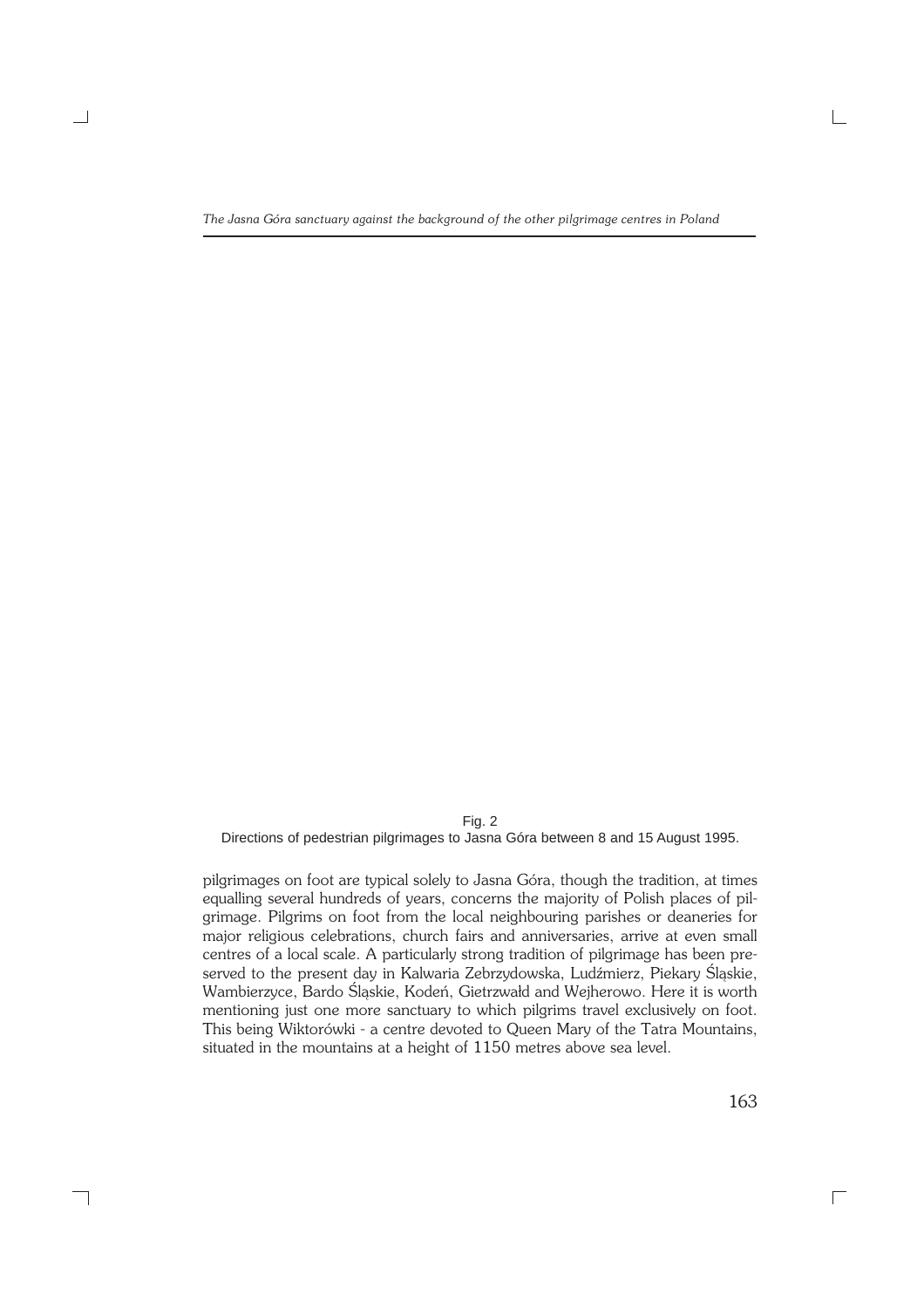Fig. 2
Directions of pedestrian pilgrimages to Jasna Góra between 8 and 15 August 1995.

pilgrimages on foot are typical solely to Jasna Góra, though the tradition, at times equalling several hundreds of years, concerns the majority of Polish places of pilgrimage. Pilgrims on foot from the local neighbouring parishes or deaneries for major religious celebrations, church fairs and anniversaries, arrive at even small centres of a local scale. A particularly strong tradition of pilgrimage has been preserved to the present day in Kalwaria Zebrzydowska, Ludźmierz, Piekary Śląskie, Wambierzyce, Bardo Śląskie, Kodeń, Gietrzwałd and Wejherowo. Here it is worth mentioning just one more sanctuary to which pilgrims travel exclusively on foot. This being Wiktorówki - a centre devoted to Queen Mary of the Tatra Mountains, situated in the mountains at a height of 1150 metres above sea level.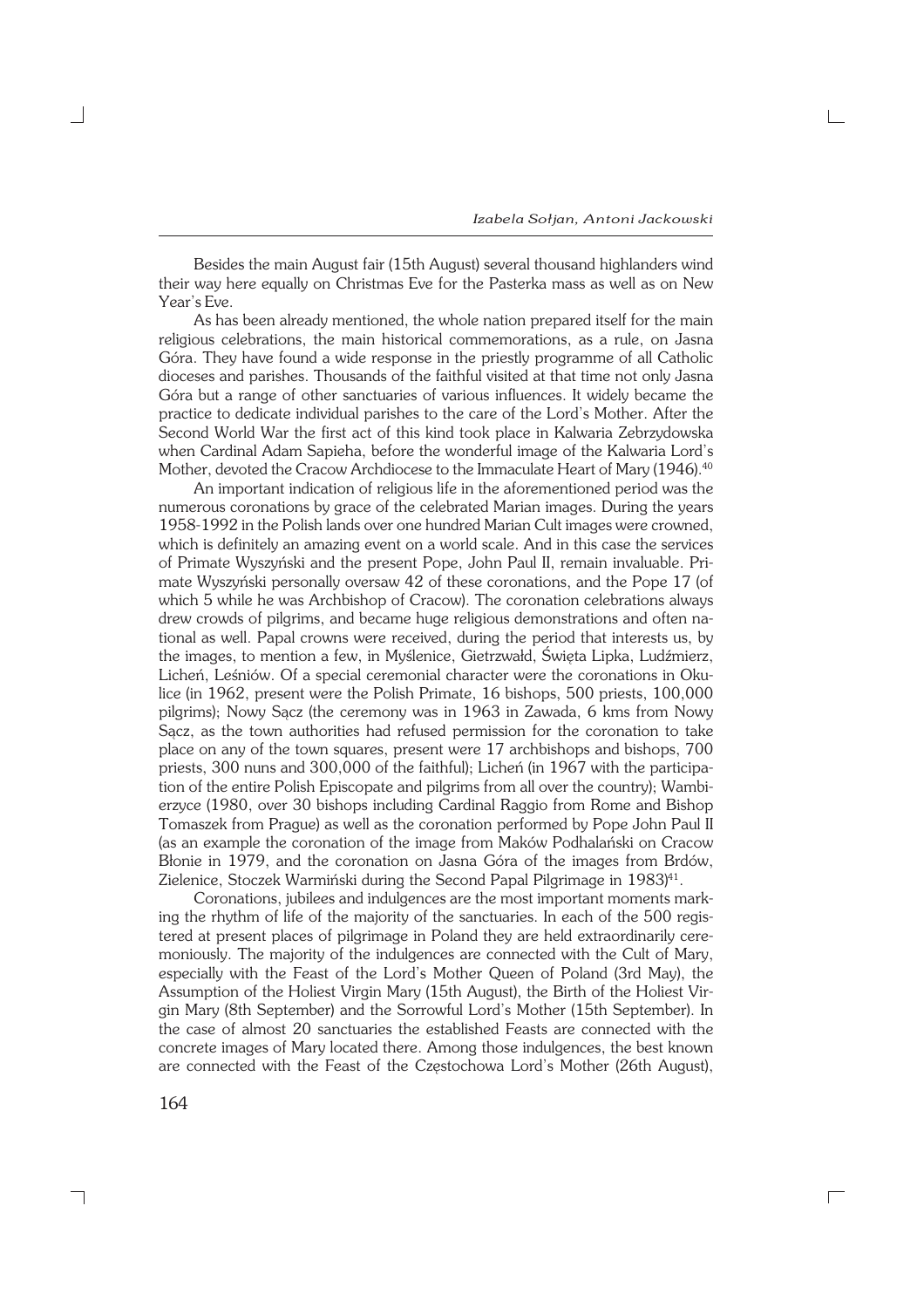Besides the main August fair (15th August) several thousand highlanders wind their way here equally on Christmas Eve for the Pasterka mass as well as on New Year's Eve.

As has been already mentioned, the whole nation prepared itself for the main religious celebrations, the main historical commemorations, as a rule, on Jasna Góra. They have found a wide response in the priestly programme of all Catholic dioceses and parishes. Thousands of the faithful visited at that time not only Jasna Góra but a range of other sanctuaries of various influences. It widely became the practice to dedicate individual parishes to the care of the Lord's Mother. After the Second World War the first act of this kind took place in Kalwaria Zebrzydowska when Cardinal Adam Sapieha, before the wonderful image of the Kalwaria Lord's Mother, devoted the Cracow Archdiocese to the Immaculate Heart of Mary (1946).[40]

An important indication of religious life in the aforementioned period was the numerous coronations by grace of the celebrated Marian images. During the years 1958-1992 in the Polish lands over one hundred Marian Cult images were crowned, which is definitely an amazing event on a world scale. And in this case the services of Primate Wyszyński and the present Pope, John Paul II, remain invaluable. Primate Wyszyński personally oversaw 42 of these coronations, and the Pope 17 (of which 5 while he was Archbishop of Cracow). The coronation celebrations always drew crowds of pilgrims, and became huge religious demonstrations and often national as well. Papal crowns were received, during the period that interests us, by the images, to mention a few, in Myślenice, Gietrzwałd, Święta Lipka, Ludźmierz, Licheń, Leśniów. Of a special ceremonial character were the coronations in Okulice (in 1962, present were the Polish Primate, 16 bishops, 500 priests, 100,000 pilgrims); Nowy Sącz (the ceremony was in 1963 in Zawada, 6 kms from Nowy Sącz, as the town authorities had refused permission for the coronation to take place on any of the town squares, present were 17 archbishops and bishops, 700 priests, 300 nuns and 300,000 of the faithful); Licheń (in 1967 with the participation of the entire Polish Episcopate and pilgrims from all over the country); Wambierzyce (1980, over 30 bishops including Cardinal Raggio from Rome and Bishop Tomaszek from Prague) as well as the coronation performed by Pope John Paul II (as an example the coronation of the image from Maków Podhalański on Cracow Błonie in 1979, and the coronation on Jasna Góra of the images from Brdów, Zielenice, Stoczek Warmiński during the Second Papal Pilgrimage in 1983)[41].

Coronations, jubilees and indulgences are the most important moments marking the rhythm of life of the majority of the sanctuaries. In each of the 500 registered at present places of pilgrimage in Poland they are held extraordinarily ceremoniously. The majority of the indulgences are connected with the Cult of Mary, especially with the Feast of the Lord's Mother Queen of Poland (3rd May), the Assumption of the Holiest Virgin Mary (15th August), the Birth of the Holiest Virgin Mary (8th September) and the Sorrowful Lord's Mother (15th September). In the case of almost 20 sanctuaries the established Feasts are connected with the concrete images of Mary located there. Among those indulgences, the best known are connected with the Feast of the Częstochowa Lord's Mother (26th August),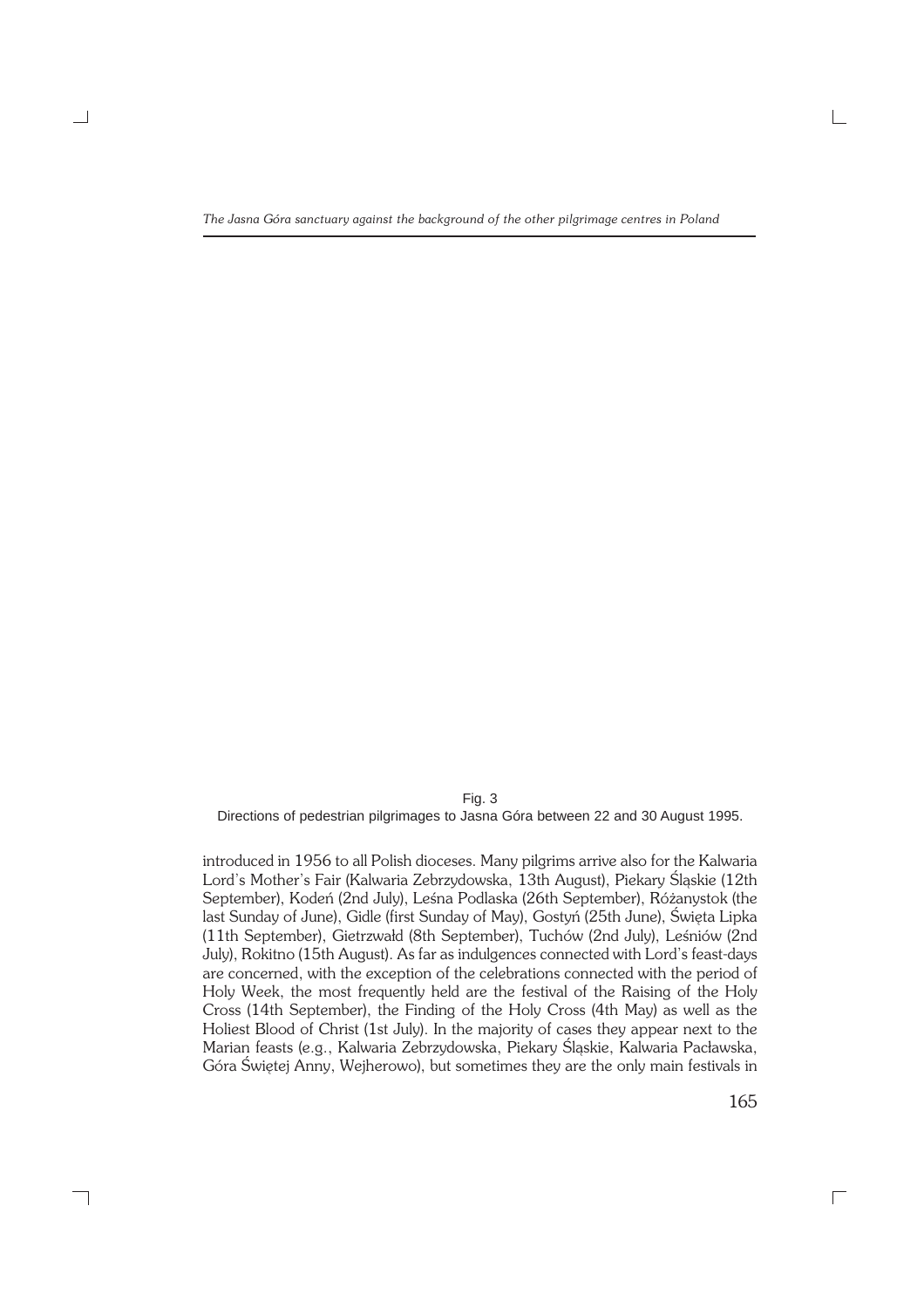Fig. 3
Directions of pedestrian pilgrimages to Jasna Góra between 22 and 30 August 1995.

introduced in 1956 to all Polish dioceses. Many pilgrims arrive also for the Kalwaria Lord's Mother's Fair (Kalwaria Zebrzydowska, 13th August), Piekary Śląskie (12th September), Kodeń (2nd July), Leśna Podlaska (26th September), Różanystok (the last Sunday of June), Gidle (first Sunday of May), Gostyń (25th June), Święta Lipka (11th September), Gietrzwałd (8th September), Tuchów (2nd July), Leśniów (2nd July), Rokitno (15th August). As far as indulgences connected with Lord's feast-days are concerned, with the exception of the celebrations connected with the period of Holy Week, the most frequently held are the festival of the Raising of the Holy Cross (14th September), the Finding of the Holy Cross (4th May) as well as the Holiest Blood of Christ (1st July). In the majority of cases they appear next to the Marian feasts (e.g., Kalwaria Zebrzydowska, Piekary Śląskie, Kalwaria Pacławska, Góra Świętej Anny, Wejherowo), but sometimes they are the only main festivals in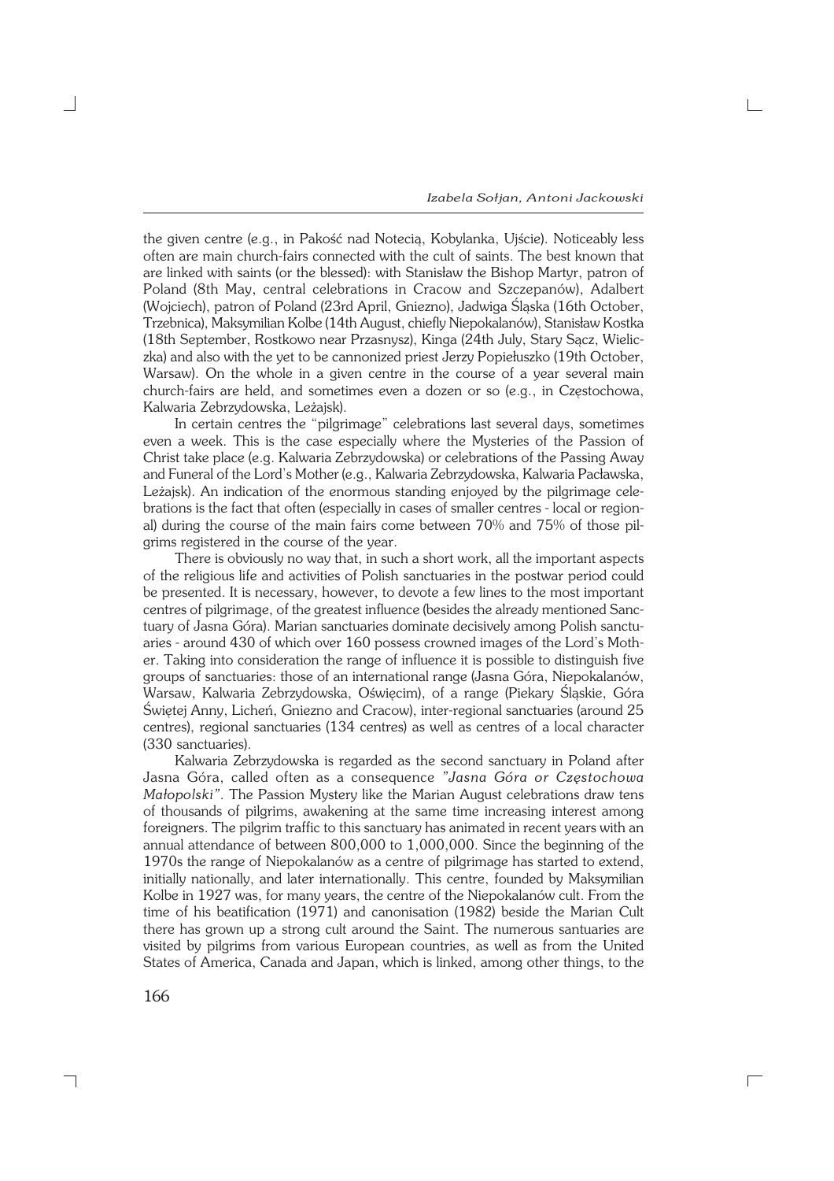the given centre (e.g., in Pakość nad Notecią, Kobylanka, Ujście). Noticeably less often are main church-fairs connected with the cult of saints. The best known that are linked with saints (or the blessed): with Stanisław the Bishop Martyr, patron of Poland (8th May, central celebrations in Cracow and Szczepanów), Adalbert (Wojciech), patron of Poland (23rd April, Gniezno), Jadwiga Śląska (16th October, Trzebnica), Maksymilian Kolbe (14th August, chiefly Niepokalanów), Stanisław Kostka (18th September, Rostkowo near Przasnysz), Kinga (24th July, Stary Sącz, Wieliczka) and also with the yet to be cannonized priest Jerzy Popiełuszko (19th October, Warsaw). On the whole in a given centre in the course of a year several main church-fairs are held, and sometimes even a dozen or so (e.g., in Częstochowa, Kalwaria Zebrzydowska, Leżajsk).

In certain centres the "pilgrimage" celebrations last several days, sometimes even a week. This is the case especially where the Mysteries of the Passion of Christ take place (e.g. Kalwaria Zebrzydowska) or celebrations of the Passing Away and Funeral of the Lord's Mother (e.g., Kalwaria Zebrzydowska, Kalwaria Pacławska, Leżajsk). An indication of the enormous standing enjoyed by the pilgrimage celebrations is the fact that often (especially in cases of smaller centres - local or regional) during the course of the main fairs come between 70% and 75% of those pilgrims registered in the course of the year.

There is obviously no way that, in such a short work, all the important aspects of the religious life and activities of Polish sanctuaries in the postwar period could be presented. It is necessary, however, to devote a few lines to the most important centres of pilgrimage, of the greatest influence (besides the already mentioned Sanctuary of Jasna Góra). Marian sanctuaries dominate decisively among Polish sanctuaries - around 430 of which over 160 possess crowned images of the Lord's Mother. Taking into consideration the range of influence it is possible to distinguish five groups of sanctuaries: those of an international range (Jasna Góra, Niepokalanów, Warsaw, Kalwaria Zebrzydowska, Oświęcim), of a range (Piekary Śląskie, Góra Świętej Anny, Licheń, Gniezno and Cracow), inter-regional sanctuaries (around 25 centres), regional sanctuaries (134 centres) as well as centres of a local character (330 sanctuaries).

Kalwaria Zebrzydowska is regarded as the second sanctuary in Poland after Jasna Góra, called often as a consequence *"Jasna Góra or Częstochowa Małopolski"*. The Passion Mystery like the Marian August celebrations draw tens of thousands of pilgrims, awakening at the same time increasing interest among foreigners. The pilgrim traffic to this sanctuary has animated in recent years with an annual attendance of between 800,000 to 1,000,000. Since the beginning of the 1970s the range of Niepokalanów as a centre of pilgrimage has started to extend, initially nationally, and later internationally. This centre, founded by Maksymilian Kolbe in 1927 was, for many years, the centre of the Niepokalanów cult. From the time of his beatification (1971) and canonisation (1982) beside the Marian Cult there has grown up a strong cult around the Saint. The numerous santuaries are visited by pilgrims from various European countries, as well as from the United States of America, Canada and Japan, which is linked, among other things, to the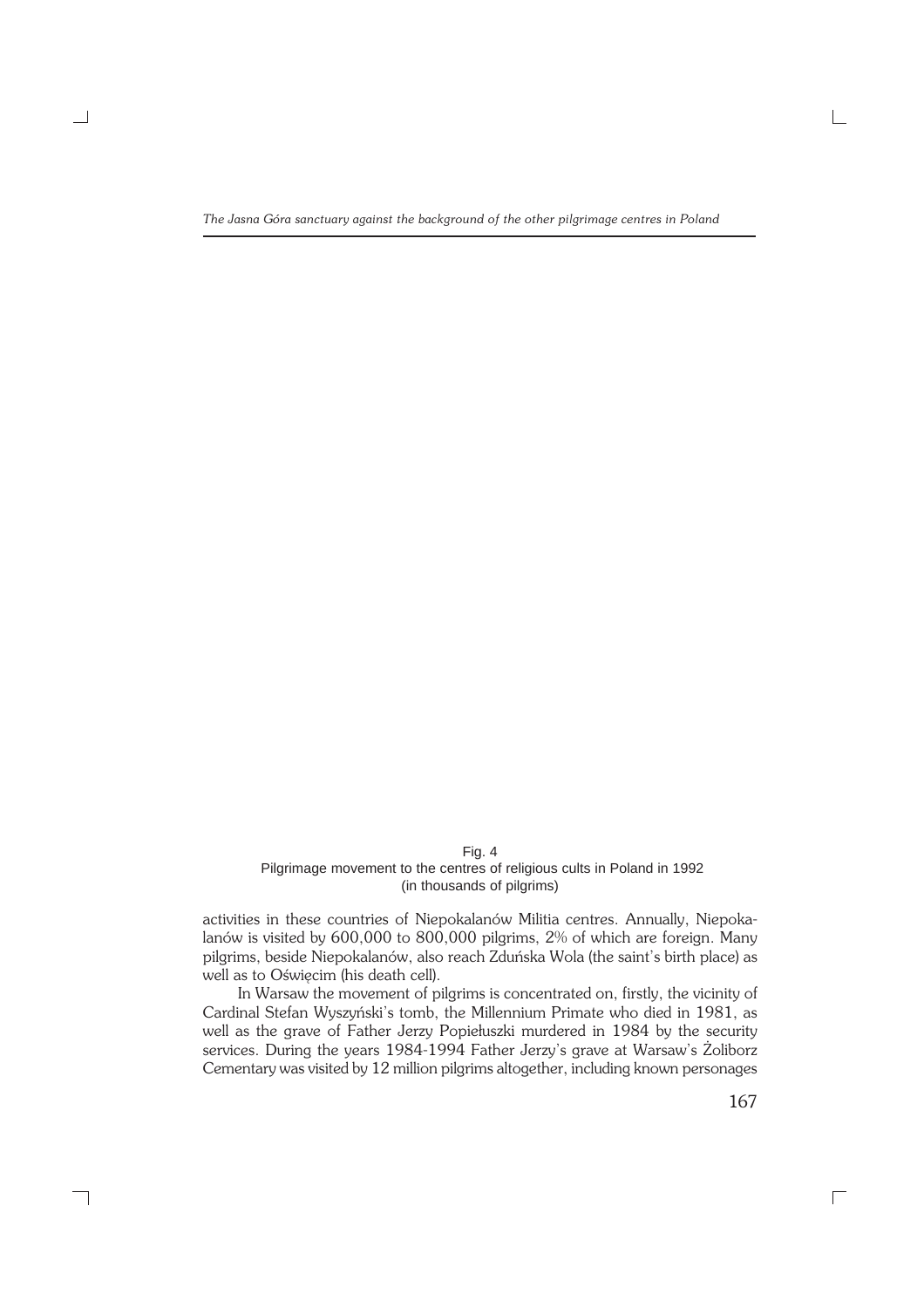Fig. 4
Pilgrimage movement to the centres of religious cults in Poland in 1992
(in thousands of pilgrims)

activities in these countries of Niepokalanów Militia centres. Annually, Niepokalanów is visited by 600,000 to 800,000 pilgrims, 2% of which are foreign. Many pilgrims, beside Niepokalanów, also reach Zduńska Wola (the saint's birth place) as well as to Oświęcim (his death cell).

In Warsaw the movement of pilgrims is concentrated on, firstly, the vicinity of Cardinal Stefan Wyszyński's tomb, the Millennium Primate who died in 1981, as well as the grave of Father Jerzy Popiełuszki murdered in 1984 by the security services. During the years 1984-1994 Father Jerzy's grave at Warsaw's Żoliborz Cementary was visited by 12 million pilgrims altogether, including known personages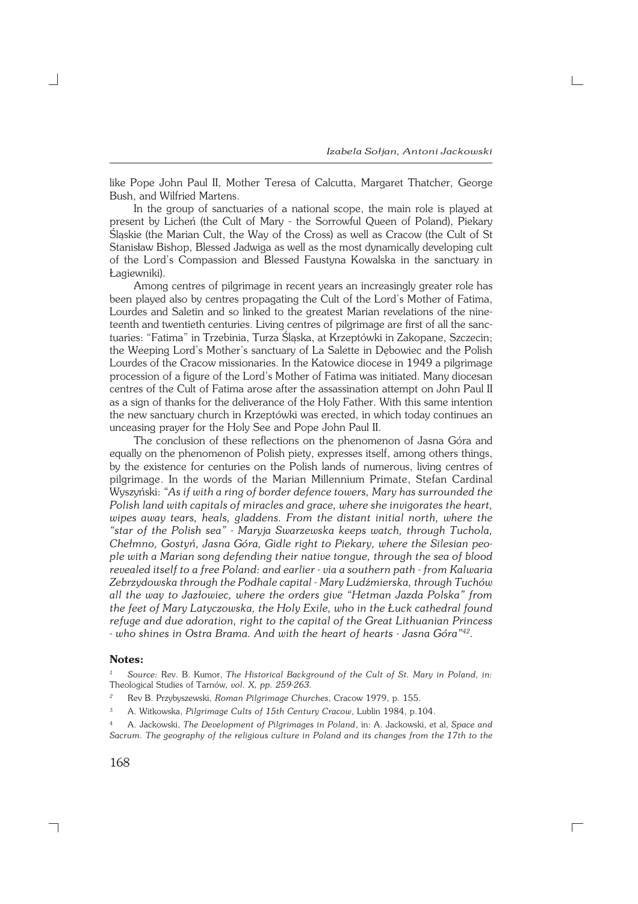like Pope John Paul II, Mother Teresa of Calcutta, Margaret Thatcher, George Bush, and Wilfried Martens.

In the group of sanctuaries of a national scope, the main role is played at present by Licheń (the Cult of Mary - the Sorrowful Queen of Poland), Piekary Śląskie (the Marian Cult, the Way of the Cross) as well as Cracow (the Cult of St Stanisław Bishop, Blessed Jadwiga as well as the most dynamically developing cult of the Lord's Compassion and Blessed Faustyna Kowalska in the sanctuary in Łagiewniki).

Among centres of pilgrimage in recent years an increasingly greater role has been played also by centres propagating the Cult of the Lord's Mother of Fatima, Lourdes and Saletin and so linked to the greatest Marian revelations of the nineteenth and twentieth centuries. Living centres of pilgrimage are first of all the sanctuaries: "Fatima" in Trzebinia, Turza Śląska, at Krzeptówki in Zakopane, Szczecin; the Weeping Lord's Mother's sanctuary of La Salette in Dębowiec and the Polish Lourdes of the Cracow missionaries. In the Katowice diocese in 1949 a pilgrimage procession of a figure of the Lord's Mother of Fatima was initiated. Many diocesan centres of the Cult of Fatima arose after the assassination attempt on John Paul II as a sign of thanks for the deliverance of the Holy Father. With this same intention the new sanctuary church in Krzeptówki was erected, in which today continues an unceasing prayer for the Holy See and Pope John Paul II.

The conclusion of these reflections on the phenomenon of Jasna Góra and equally on the phenomenon of Polish piety, expresses itself, among others things, by the existence for centuries on the Polish lands of numerous, living centres of pilgrimage. In the words of the Marian Millennium Primate, Stefan Cardinal Wyszyński: *"As if with a ring of border defence towers, Mary has surrounded the Polish land with capitals of miracles and grace, where she invigorates the heart, wipes away tears, heals, gladdens. From the distant initial north, where the "star of the Polish sea" - Maryja Swarzewska keeps watch, through Tuchola, Chełmno, Gostyń, Jasna Góra, Gidle right to Piekary, where the Silesian people with a Marian song defending their native tongue, through the sea of blood revealed itself to a free Poland: and earlier - via a southern path - from Kalwaria Zebrzydowska through the Podhale capital - Mary Ludźmierska, through Tuchów all the way to Jazłowiec, where the orders give "Hetman Jazda Polska" from the feet of Mary Latyczowska, the Holy Exile, who in the Łuck cathedral found refuge and due adoration, right to the capital of the Great Lithuanian Princess - who shines in Ostra Brama. And with the heart of hearts - Jasna Góra"*[42].

**Notes:**

[1] *Source:* Rev. B. Kumor, *The Historical Background of the Cult of St. Mary in Poland, in:* Theological Studies of Tarnów, *vol. X, pp. 259-263.*

[2] Rev B. Przybyszewski, *Roman Pilgrimage Churches*, Cracow 1979, p. 155.

[3] A. Witkowska, *Pilgrimage Cults of 15th Century Cracow*, Lublin 1984, p.104.

[4] A. Jackowski, *The Development of Pilgrimages in Poland*, in: A. Jackowski, et al, *Space and Sacrum. The geography of the religious culture in Poland and its changes from the 17th to the*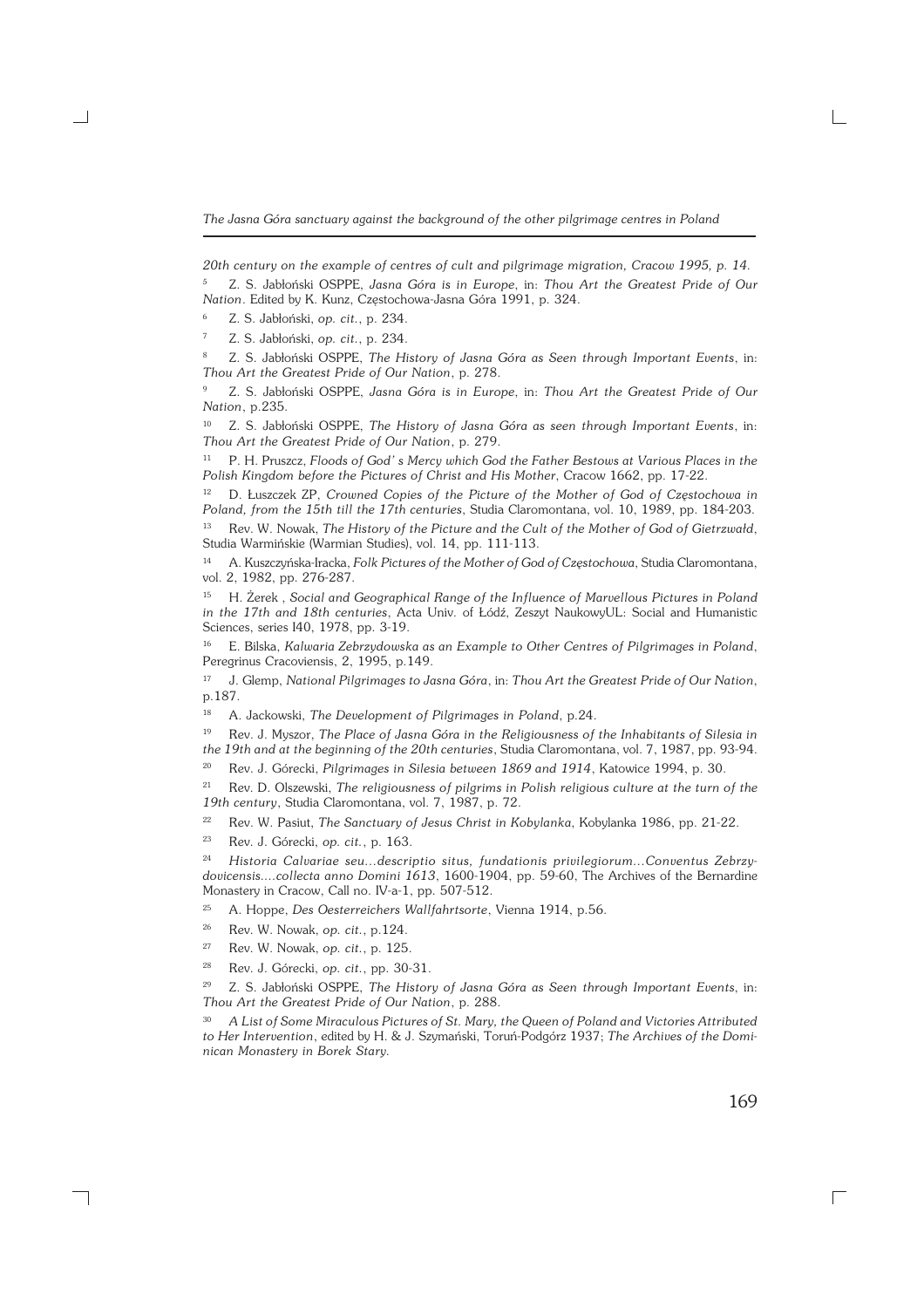*20th century on the example of centres of cult and pilgrimage migration, Cracow 1995, p. 14.*

[5] Z. S. Jabłoński OSPPE, *Jasna Góra is in Europe*, in: *Thou Art the Greatest Pride of Our Nation*. Edited by K. Kunz, Częstochowa-Jasna Góra 1991, p. 324.

[6] Z. S. Jabłoński, *op. cit.*, p. 234.

[7] Z. S. Jabłoński, *op. cit.*, p. 234.

[8] Z. S. Jabłoński OSPPE, *The History of Jasna Góra as Seen through Important Events*, in: *Thou Art the Greatest Pride of Our Nation*, p. 278.

[9] Z. S. Jabłoński OSPPE, *Jasna Góra is in Europe*, in: *Thou Art the Greatest Pride of Our Nation*, p.235.

[10] Z. S. Jabłoński OSPPE, *The History of Jasna Góra as seen through Important Events*, in: *Thou Art the Greatest Pride of Our Nation*, p. 279.

[11] P. H. Pruszcz, *Floods of God' s Mercy which God the Father Bestows at Various Places in the Polish Kingdom before the Pictures of Christ and His Mother*, Cracow 1662, pp. 17-22.

[12] D. Łuszczek ZP, *Crowned Copies of the Picture of the Mother of God of Częstochowa in Poland, from the 15th till the 17th centuries*, Studia Claromontana, vol. 10, 1989, pp. 184-203.

[13] Rev. W. Nowak, *The History of the Picture and the Cult of the Mother of God of Gietrzwałd*, Studia Warmińskie (Warmian Studies), vol. 14, pp. 111-113.

[14] A. Kuszczyńska-Iracka, *Folk Pictures of the Mother of God of Częstochowa*, Studia Claromontana, vol. 2, 1982, pp. 276-287.

[15] H. Żerek , *Social and Geographical Range of the Influence of Marvellous Pictures in Poland in the 17th and 18th centuries*, Acta Univ. of Łódź, Zeszyt NaukowyUL: Social and Humanistic Sciences, series I40, 1978, pp. 3-19.

[16] E. Bilska, *Kalwaria Zebrzydowska as an Example to Other Centres of Pilgrimages in Poland*, Peregrinus Cracoviensis, 2, 1995, p.149.

[17] J. Glemp, *National Pilgrimages to Jasna Góra*, in: *Thou Art the Greatest Pride of Our Nation*, p.187.

[18] A. Jackowski, *The Development of Pilgrimages in Poland*, p.24.

[19] Rev. J. Myszor, *The Place of Jasna Góra in the Religiousness of the Inhabitants of Silesia in the 19th and at the beginning of the 20th centuries*, Studia Claromontana, vol. 7, 1987, pp. 93-94.

[20] Rev. J. Górecki, *Pilgrimages in Silesia between 1869 and 1914*, Katowice 1994, p. 30.

[21] Rev. D. Olszewski, *The religiousness of pilgrims in Polish religious culture at the turn of the 19th century*, Studia Claromontana, vol. 7, 1987, p. 72.

[22] Rev. W. Pasiut, *The Sanctuary of Jesus Christ in Kobylanka*, Kobylanka 1986, pp. 21-22.

[23] Rev. J. Górecki, *op. cit.*, p. 163.

[24] *Historia Calvariae seu...descriptio situs, fundationis privilegiorum...Conventus Zebrzydovicensis....collecta anno Domini 1613*, 1600-1904, pp. 59-60, The Archives of the Bernardine Monastery in Cracow, Call no. IV-a-1, pp. 507-512.

[25] A. Hoppe, *Des Oesterreichers Wallfahrtsorte*, Vienna 1914, p.56.

[26] Rev. W. Nowak, *op. cit.*, p.124.

[27] Rev. W. Nowak, *op. cit.*, p. 125.

[28] Rev. J. Górecki, *op. cit.*, pp. 30-31.

[29] Z. S. Jabłoński OSPPE, *The History of Jasna Góra as Seen through Important Events*, in: *Thou Art the Greatest Pride of Our Nation*, p. 288.

[30] *A List of Some Miraculous Pictures of St. Mary, the Queen of Poland and Victories Attributed to Her Intervention*, edited by H. & J. Szymański, Toruń-Podgórz 1937; *The Archives of the Dominican Monastery in Borek Stary.*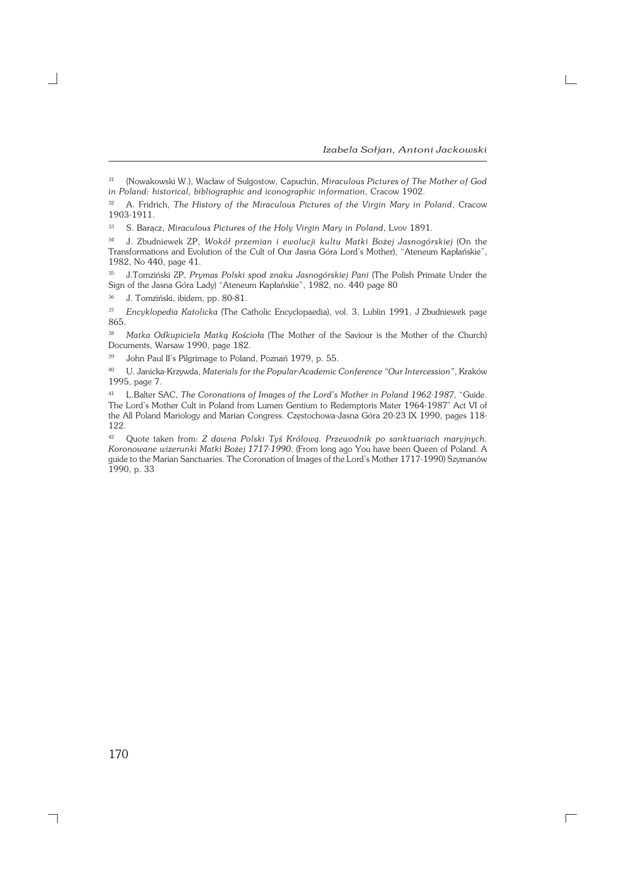[31] (Nowakowski W.), Wacław of Sulgostow, Capuchin, *Miraculous Pictures of The Mother of God in Poland: historical, bibliographic and iconographic information*, Cracow 1902.

[32] A. Fridrich, *The History of the Miraculous Pictures of the Virgin Mary in Poland*, Cracow 1903-1911.

[33] S. Barącz, *Miraculous Pictures of the Holy Virgin Mary in Poland*, Lvov 1891.

[34] J. Zbudniewek ZP, *Wokół przemian i ewolucji kultu Matki Bożej Jasnogórskiej* (On the Transformations and Evolution of the Cult of Our Jasna Góra Lord's Mother), "Ateneum Kapłańskie", 1982, No 440, page 41.

[35] J.Tomziński ZP, *Prymas Polski spod znaku Jasnogórskiej Pani* (The Polish Primate Under the Sign of the Jasna Góra Lady) "Ateneum Kapłańskie", 1982, no. 440 page 80

[36] J. Tomziński, ibidem, pp. 80-81.

[37] *Encyklopedia Katolicka* (The Catholic Encyclopaedia), vol. 3, Lublin 1991, J Zbudniewek page 865.

[38] *Matka Odkupiciela Matką Kościoła* (The Mother of the Saviour is the Mother of the Church) Documents, Warsaw 1990, page 182.

[39] John Paul II's Pilgrimage to Poland, Poznań 1979, p. 55.

[40] U. Janicka-Krzywda, *Materials for the Popular-Academic Conference "Our Intercession"*, Kraków 1995, page 7.

[41] L.Balter SAC, *The Coronations of Images of the Lord's Mother in Poland 1962-1987,* "Guide. The Lord's Mother Cult in Poland from Lumen Gentium to Redemptoris Mater 1964-1987" Act VI of the All Poland Mariology and Marian Congress. Częstochowa-Jasna Góra 20-23 IX 1990, pages 118-122.

[42] Quote taken from: *Z dawna Polski Tyś Królową. Przewodnik po sanktuariach maryjnych. Koronowane wizerunki Matki Bożej 1717-1990.* (From long ago You have been Queen of Poland. A guide to the Marian Sanctuaries. The Coronation of Images of the Lord's Mother 1717-1990) Szymanów 1990, p. 33